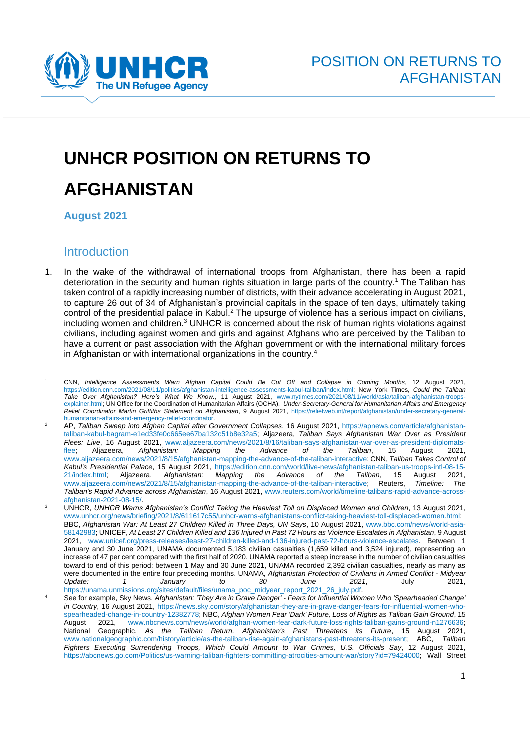# UNHCR POSITION ON RETURNS TO AFGHANISTAN

**August 2021**

## Introduction

1. In the wake of the withdrawal of international troops from Afghanistan, there has been a rapid deterioration in the security and human rights situation in large parts of the country.[1] The Taliban has taken control of a rapidly increasing number of districts, with their advance accelerating in August 2021, to capture 26 out of 34 of Afghanistan's provincial capitals in the space of ten days, ultimately taking control of the presidential palace in Kabul.[2] The upsurge of violence has a serious impact on civilians, including women and children.[3] UNHCR is concerned about the risk of human rights violations against civilians, including against women and girls and against Afghans who are perceived by the Taliban to have a current or past association with the Afghan government or with the international military forces in Afghanistan or with international organizations in the country.[4]

---

[1] CNN, *Intelligence Assessments Warn Afghan Capital Could Be Cut Off and Collapse in Coming Months*, 12 August 2021, https://edition.cnn.com/2021/08/11/politics/afghanistan-intelligence-assessments-kabul-taliban/index.html; New York Times, *Could the Taliban Take Over Afghanistan? Here's What We Know.*, 11 August 2021, www.nytimes.com/2021/08/11/world/asia/taliban-afghanistan-troops-explainer.html; UN Office for the Coordination of Humanitarian Affairs (OCHA), *Under-Secretary-General for Humanitarian Affairs and Emergency Relief Coordinator Martin Griffiths Statement on Afghanistan*, 9 August 2021, https://reliefweb.int/report/afghanistan/under-secretary-general-humanitarian-affairs-and-emergency-relief-coordinator.

[2] AP, *Taliban Sweep into Afghan Capital after Government Collapses*, 16 August 2021, https://apnews.com/article/afghanistan-taliban-kabul-bagram-e1ed33fe0c665ee67ba132c51b8e32a5; Aljazeera, *Taliban Says Afghanistan War Over as President Flees: Live*, 16 August 2021, www.aljazeera.com/news/2021/8/16/taliban-says-afghanistan-war-over-as-president-diplomats-flee; Aljazeera, *Afghanistan: Mapping the Advance of the Taliban*, 15 August 2021, www.aljazeera.com/news/2021/8/15/afghanistan-mapping-the-advance-of-the-taliban-interactive; CNN, *Taliban Takes Control of Kabul's Presidential Palace*, 15 August 2021, https://edition.cnn.com/world/live-news/afghanistan-taliban-us-troops-intl-08-15-21/index.html; Aljazeera, *Afghanistan: Mapping the Advance of the Taliban*, 15 August 2021, www.aljazeera.com/news/2021/8/15/afghanistan-mapping-the-advance-of-the-taliban-interactive; Reuters, *Timeline: The Taliban's Rapid Advance across Afghanistan*, 16 August 2021, www.reuters.com/world/timeline-talibans-rapid-advance-across-afghanistan-2021-08-15/.

[3] UNHCR, *UNHCR Warns Afghanistan's Conflict Taking the Heaviest Toll on Displaced Women and Children*, 13 August 2021, www.unhcr.org/news/briefing/2021/8/611617c55/unhcr-warns-afghanistans-conflict-taking-heaviest-toll-displaced-women.html; BBC, *Afghanistan War: At Least 27 Children Killed in Three Days, UN Says*, 10 August 2021, www.bbc.com/news/world-asia-58142983; UNICEF, *At Least 27 Children Killed and 136 Injured in Past 72 Hours as Violence Escalates in Afghanistan*, 9 August 2021, www.unicef.org/press-releases/least-27-children-killed-and-136-injured-past-72-hours-violence-escalates. Between 1 January and 30 June 2021, UNAMA documented 5,183 civilian casualties (1,659 killed and 3,524 injured), representing an increase of 47 per cent compared with the first half of 2020. UNAMA reported a steep increase in the number of civilian casualties toward to end of this period: between 1 May and 30 June 2021, UNAMA recorded 2,392 civilian casualties, nearly as many as were documented in the entire four preceding months. UNAMA, *Afghanistan Protection of Civilians in Armed Conflict - Midyear Update: 1 January to 30 June 2021*, July 2021, https://unama.unmissions.org/sites/default/files/unama_poc_midyear_report_2021_26_july.pdf.

[4] See for example, Sky News, *Afghanistan: 'They Are in Grave Danger' - Fears for Influential Women Who 'Spearheaded Change' in Country*, 16 August 2021, https://news.sky.com/story/afghanistan-they-are-in-grave-danger-fears-for-influential-women-who-spearheaded-change-in-country-12382778; NBC, *Afghan Women Fear 'Dark' Future, Loss of Rights as Taliban Gain Ground*, 15 August 2021, www.nbcnews.com/news/world/afghan-women-fear-dark-future-loss-rights-taliban-gains-ground-n1276636; National Geographic, *As the Taliban Return, Afghanistan's Past Threatens its Future*, 15 August 2021, www.nationalgeographic.com/history/article/as-the-taliban-rise-again-afghanistans-past-threatens-its-present; ABC, *Taliban Fighters Executing Surrendering Troops, Which Could Amount to War Crimes, U.S. Officials Say*, 12 August 2021, https://abcnews.go.com/Politics/us-warning-taliban-fighters-committing-atrocities-amount-war/story?id=79424000; Wall Street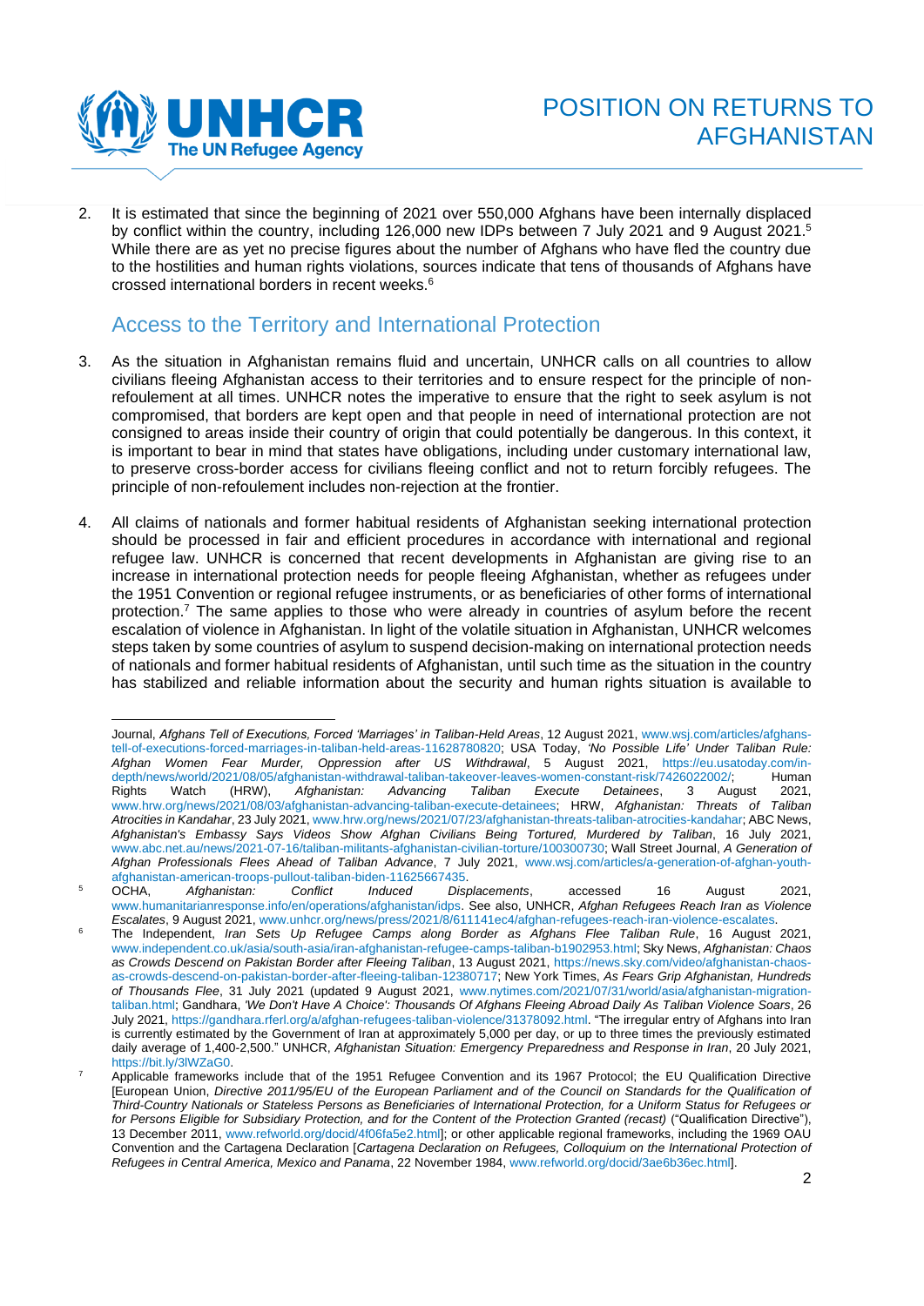2. It is estimated that since the beginning of 2021 over 550,000 Afghans have been internally displaced by conflict within the country, including 126,000 new IDPs between 7 July 2021 and 9 August 2021.[5] While there are as yet no precise figures about the number of Afghans who have fled the country due to the hostilities and human rights violations, sources indicate that tens of thousands of Afghans have crossed international borders in recent weeks.[6]

## Access to the Territory and International Protection

3. As the situation in Afghanistan remains fluid and uncertain, UNHCR calls on all countries to allow civilians fleeing Afghanistan access to their territories and to ensure respect for the principle of non-refoulement at all times. UNHCR notes the imperative to ensure that the right to seek asylum is not compromised, that borders are kept open and that people in need of international protection are not consigned to areas inside their country of origin that could potentially be dangerous. In this context, it is important to bear in mind that states have obligations, including under customary international law, to preserve cross-border access for civilians fleeing conflict and not to return forcibly refugees. The principle of non-refoulement includes non-rejection at the frontier.

4. All claims of nationals and former habitual residents of Afghanistan seeking international protection should be processed in fair and efficient procedures in accordance with international and regional refugee law. UNHCR is concerned that recent developments in Afghanistan are giving rise to an increase in international protection needs for people fleeing Afghanistan, whether as refugees under the 1951 Convention or regional refugee instruments, or as beneficiaries of other forms of international protection.[7] The same applies to those who were already in countries of asylum before the recent escalation of violence in Afghanistan. In light of the volatile situation in Afghanistan, UNHCR welcomes steps taken by some countries of asylum to suspend decision-making on international protection needs of nationals and former habitual residents of Afghanistan, until such time as the situation in the country has stabilized and reliable information about the security and human rights situation is available to

---

Journal, *Afghans Tell of Executions, Forced 'Marriages' in Taliban-Held Areas*, 12 August 2021, www.wsj.com/articles/afghans-tell-of-executions-forced-marriages-in-taliban-held-areas-11628780820; USA Today, *'No Possible Life' Under Taliban Rule: Afghan Women Fear Murder, Oppression after US Withdrawal*, 5 August 2021, https://eu.usatoday.com/in-depth/news/world/2021/08/05/afghanistan-withdrawal-taliban-takeover-leaves-women-constant-risk/7426022002/; Human Rights Watch (HRW), *Afghanistan: Advancing Taliban Execute Detainees*, 3 August 2021, www.hrw.org/news/2021/08/03/afghanistan-advancing-taliban-execute-detainees; HRW, *Afghanistan: Threats of Taliban Atrocities in Kandahar*, 23 July 2021, www.hrw.org/news/2021/07/23/afghanistan-threats-taliban-atrocities-kandahar; ABC News, *Afghanistan's Embassy Says Videos Show Afghan Civilians Being Tortured, Murdered by Taliban*, 16 July 2021, www.abc.net.au/news/2021-07-16/taliban-militants-afghanistan-civilian-torture/100300730; Wall Street Journal, *A Generation of Afghan Professionals Flees Ahead of Taliban Advance*, 7 July 2021, www.wsj.com/articles/a-generation-of-afghan-youth-afghanistan-american-troops-pullout-taliban-biden-11625667435.

[5] OCHA, *Afghanistan: Conflict Induced Displacements*, accessed 16 August 2021, www.humanitarianresponse.info/en/operations/afghanistan/idps. See also, UNHCR, *Afghan Refugees Reach Iran as Violence Escalates*, 9 August 2021, www.unhcr.org/news/press/2021/8/611141ec4/afghan-refugees-reach-iran-violence-escalates.

[6] The Independent, *Iran Sets Up Refugee Camps along Border as Afghans Flee Taliban Rule*, 16 August 2021, www.independent.co.uk/asia/south-asia/iran-afghanistan-refugee-camps-taliban-b1902953.html; Sky News, *Afghanistan: Chaos as Crowds Descend on Pakistan Border after Fleeing Taliban*, 13 August 2021, https://news.sky.com/video/afghanistan-chaos-as-crowds-descend-on-pakistan-border-after-fleeing-taliban-12380717; New York Times, *As Fears Grip Afghanistan, Hundreds of Thousands Flee*, 31 July 2021 (updated 9 August 2021, www.nytimes.com/2021/07/31/world/asia/afghanistan-migration-taliban.html; Gandhara, *'We Don't Have A Choice': Thousands Of Afghans Fleeing Abroad Daily As Taliban Violence Soars*, 26 July 2021, https://gandhara.rferl.org/a/afghan-refugees-taliban-violence/31378092.html. "The irregular entry of Afghans into Iran is currently estimated by the Government of Iran at approximately 5,000 per day, or up to three times the previously estimated daily average of 1,400-2,500." UNHCR, *Afghanistan Situation: Emergency Preparedness and Response in Iran*, 20 July 2021, https://bit.ly/3lWZaG0.

[7] Applicable frameworks include that of the 1951 Refugee Convention and its 1967 Protocol; the EU Qualification Directive [European Union, *Directive 2011/95/EU of the European Parliament and of the Council on Standards for the Qualification of Third-Country Nationals or Stateless Persons as Beneficiaries of International Protection, for a Uniform Status for Refugees or for Persons Eligible for Subsidiary Protection, and for the Content of the Protection Granted (recast)* ("Qualification Directive"), 13 December 2011, www.refworld.org/docid/4f06fa5e2.html]; or other applicable regional frameworks, including the 1969 OAU Convention and the Cartagena Declaration [*Cartagena Declaration on Refugees, Colloquium on the International Protection of Refugees in Central America, Mexico and Panama*, 22 November 1984, www.refworld.org/docid/3ae6b36ec.html].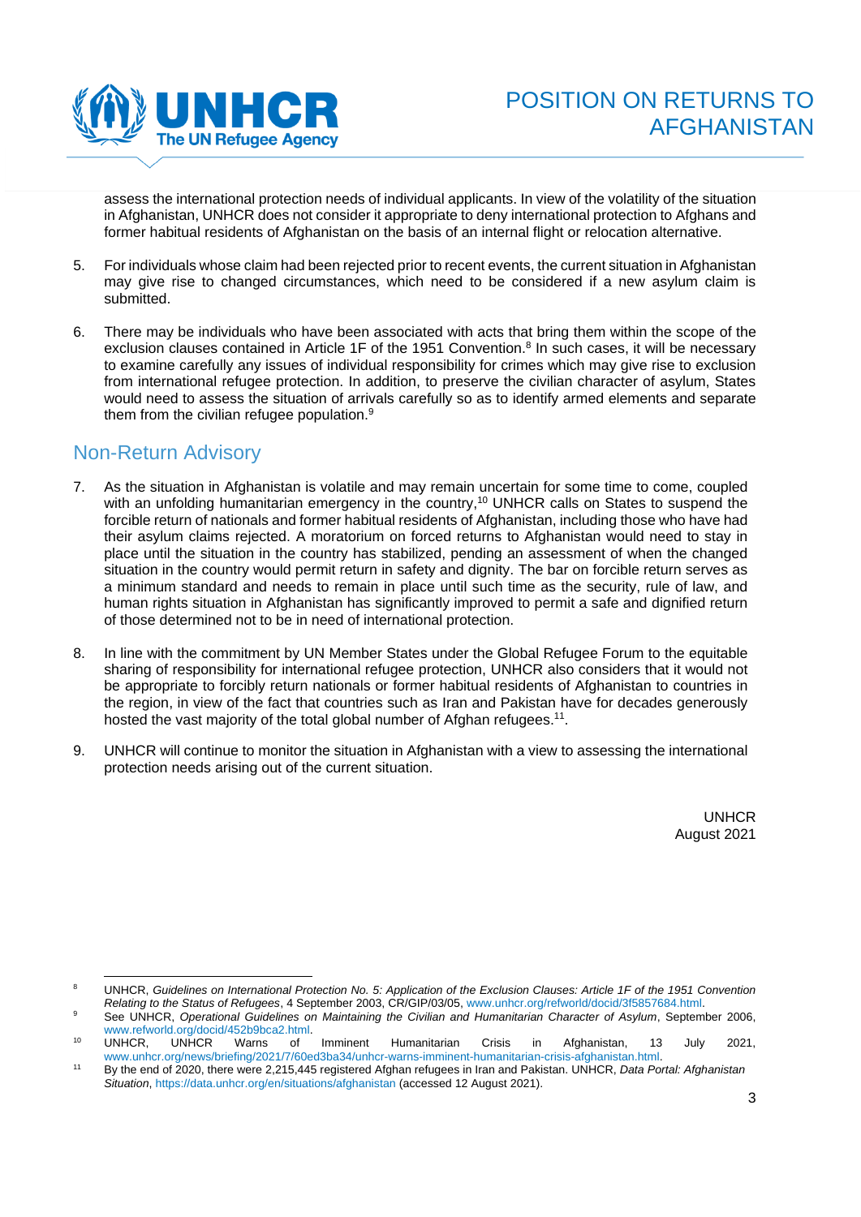assess the international protection needs of individual applicants. In view of the volatility of the situation in Afghanistan, UNHCR does not consider it appropriate to deny international protection to Afghans and former habitual residents of Afghanistan on the basis of an internal flight or relocation alternative.

5. For individuals whose claim had been rejected prior to recent events, the current situation in Afghanistan may give rise to changed circumstances, which need to be considered if a new asylum claim is submitted.

6. There may be individuals who have been associated with acts that bring them within the scope of the exclusion clauses contained in Article 1F of the 1951 Convention.[8] In such cases, it will be necessary to examine carefully any issues of individual responsibility for crimes which may give rise to exclusion from international refugee protection. In addition, to preserve the civilian character of asylum, States would need to assess the situation of arrivals carefully so as to identify armed elements and separate them from the civilian refugee population.[9]

## Non-Return Advisory

7. As the situation in Afghanistan is volatile and may remain uncertain for some time to come, coupled with an unfolding humanitarian emergency in the country,[10] UNHCR calls on States to suspend the forcible return of nationals and former habitual residents of Afghanistan, including those who have had their asylum claims rejected. A moratorium on forced returns to Afghanistan would need to stay in place until the situation in the country has stabilized, pending an assessment of when the changed situation in the country would permit return in safety and dignity. The bar on forcible return serves as a minimum standard and needs to remain in place until such time as the security, rule of law, and human rights situation in Afghanistan has significantly improved to permit a safe and dignified return of those determined not to be in need of international protection.

8. In line with the commitment by UN Member States under the Global Refugee Forum to the equitable sharing of responsibility for international refugee protection, UNHCR also considers that it would not be appropriate to forcibly return nationals or former habitual residents of Afghanistan to countries in the region, in view of the fact that countries such as Iran and Pakistan have for decades generously hosted the vast majority of the total global number of Afghan refugees.[11].

9. UNHCR will continue to monitor the situation in Afghanistan with a view to assessing the international protection needs arising out of the current situation.

UNHCR
August 2021

---

[8] UNHCR, *Guidelines on International Protection No. 5: Application of the Exclusion Clauses: Article 1F of the 1951 Convention Relating to the Status of Refugees*, 4 September 2003, CR/GIP/03/05, www.unhcr.org/refworld/docid/3f5857684.html.

[9] See UNHCR, *Operational Guidelines on Maintaining the Civilian and Humanitarian Character of Asylum*, September 2006, www.refworld.org/docid/452b9bca2.html.

[10] UNHCR, UNHCR Warns of Imminent Humanitarian Crisis in Afghanistan, 13 July 2021, www.unhcr.org/news/briefing/2021/7/60ed3ba34/unhcr-warns-imminent-humanitarian-crisis-afghanistan.html.

[11] By the end of 2020, there were 2,215,445 registered Afghan refugees in Iran and Pakistan. UNHCR, *Data Portal: Afghanistan Situation*, https://data.unhcr.org/en/situations/afghanistan (accessed 12 August 2021).